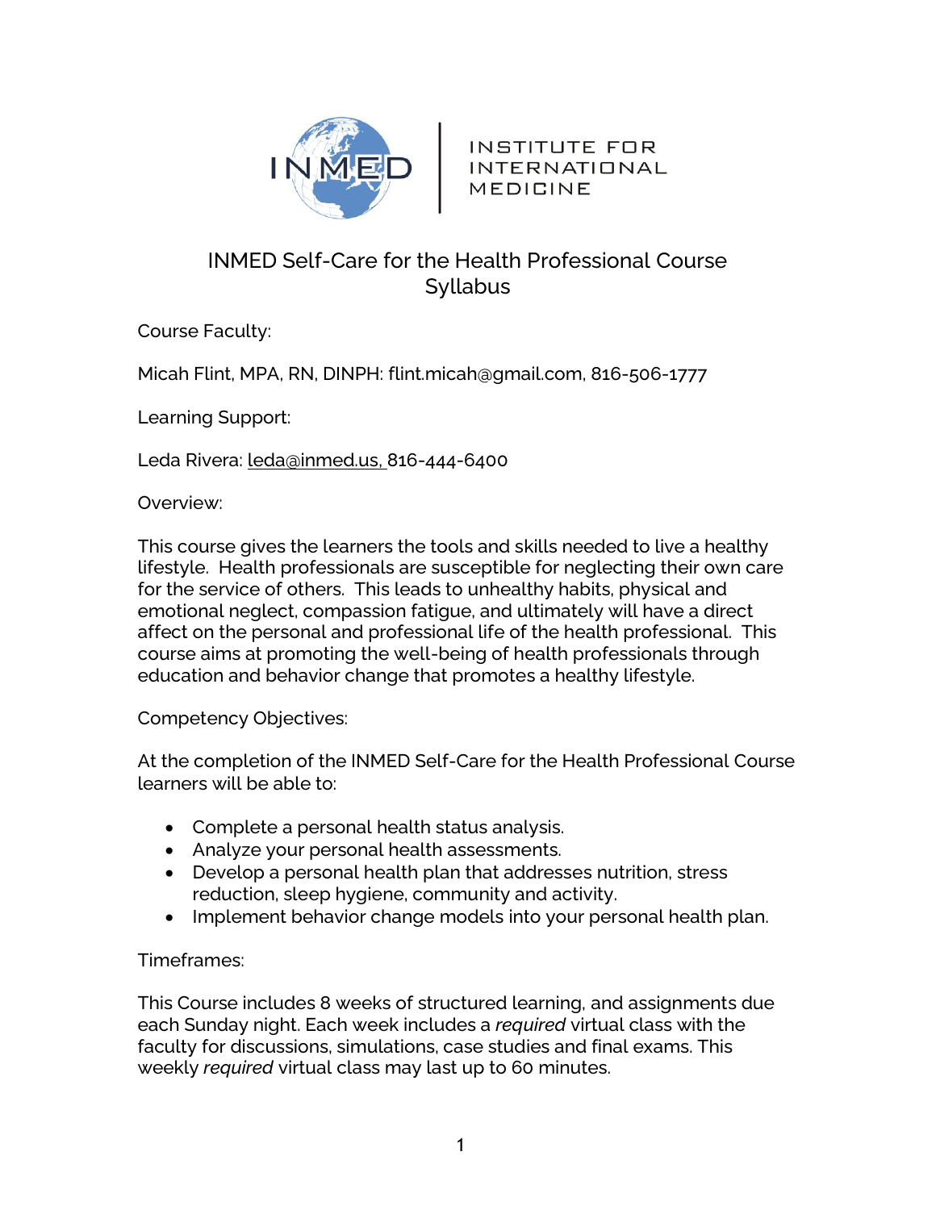INMED | INSTITUTE FOR INTERNATIONAL MEDICINE

# INMED Self-Care for the Health Professional Course Syllabus

Course Faculty:

Micah Flint, MPA, RN, DINPH: flint.micah@gmail.com, 816-506-1777

Learning Support:

Leda Rivera: leda@inmed.us, 816-444-6400

Overview:

This course gives the learners the tools and skills needed to live a healthy lifestyle. Health professionals are susceptible for neglecting their own care for the service of others. This leads to unhealthy habits, physical and emotional neglect, compassion fatigue, and ultimately will have a direct affect on the personal and professional life of the health professional. This course aims at promoting the well-being of health professionals through education and behavior change that promotes a healthy lifestyle.

Competency Objectives:

At the completion of the INMED Self-Care for the Health Professional Course learners will be able to:

- Complete a personal health status analysis.
- Analyze your personal health assessments.
- Develop a personal health plan that addresses nutrition, stress reduction, sleep hygiene, community and activity.
- Implement behavior change models into your personal health plan.

Timeframes:

This Course includes 8 weeks of structured learning, and assignments due each Sunday night. Each week includes a *required* virtual class with the faculty for discussions, simulations, case studies and final exams. This weekly *required* virtual class may last up to 60 minutes.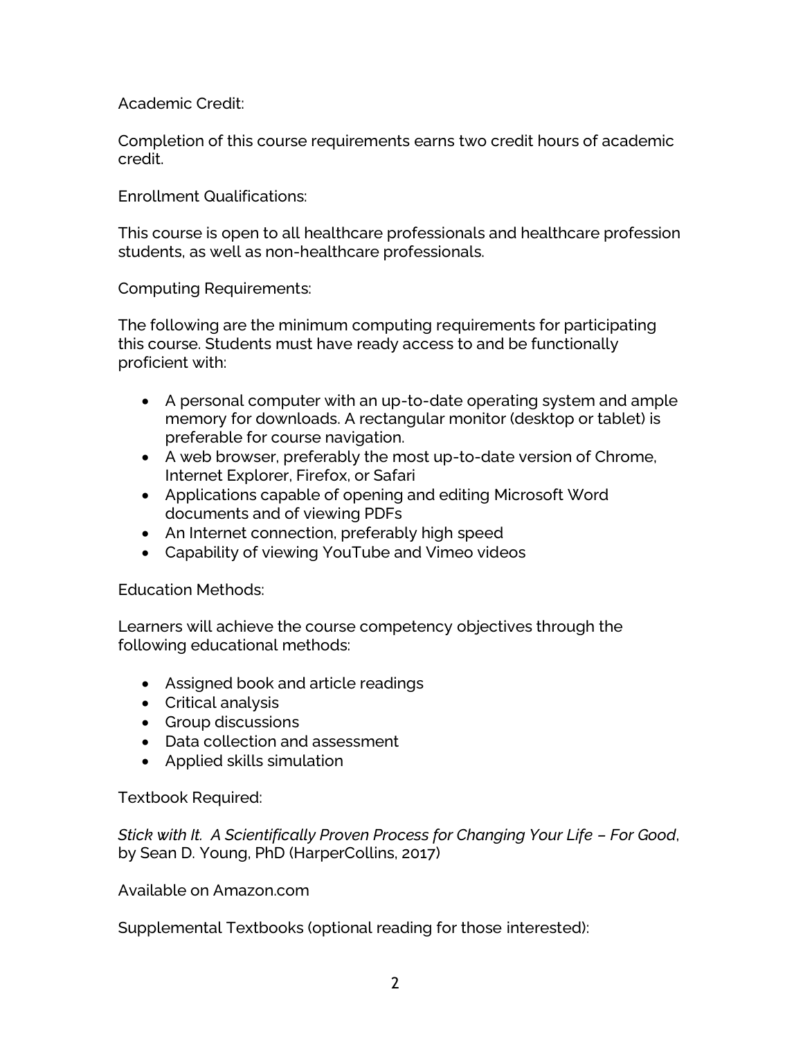Academic Credit:

Completion of this course requirements earns two credit hours of academic credit.

Enrollment Qualifications:

This course is open to all healthcare professionals and healthcare profession students, as well as non-healthcare professionals.

Computing Requirements:

The following are the minimum computing requirements for participating this course. Students must have ready access to and be functionally proficient with:

- A personal computer with an up-to-date operating system and ample memory for downloads. A rectangular monitor (desktop or tablet) is preferable for course navigation.
- A web browser, preferably the most up-to-date version of Chrome, Internet Explorer, Firefox, or Safari
- Applications capable of opening and editing Microsoft Word documents and of viewing PDFs
- An Internet connection, preferably high speed
- Capability of viewing YouTube and Vimeo videos

Education Methods:

Learners will achieve the course competency objectives through the following educational methods:

- Assigned book and article readings
- Critical analysis
- Group discussions
- Data collection and assessment
- Applied skills simulation

Textbook Required:

*Stick with It. A Scientifically Proven Process for Changing Your Life – For Good*, by Sean D. Young, PhD (HarperCollins, 2017)

Available on Amazon.com

Supplemental Textbooks (optional reading for those interested):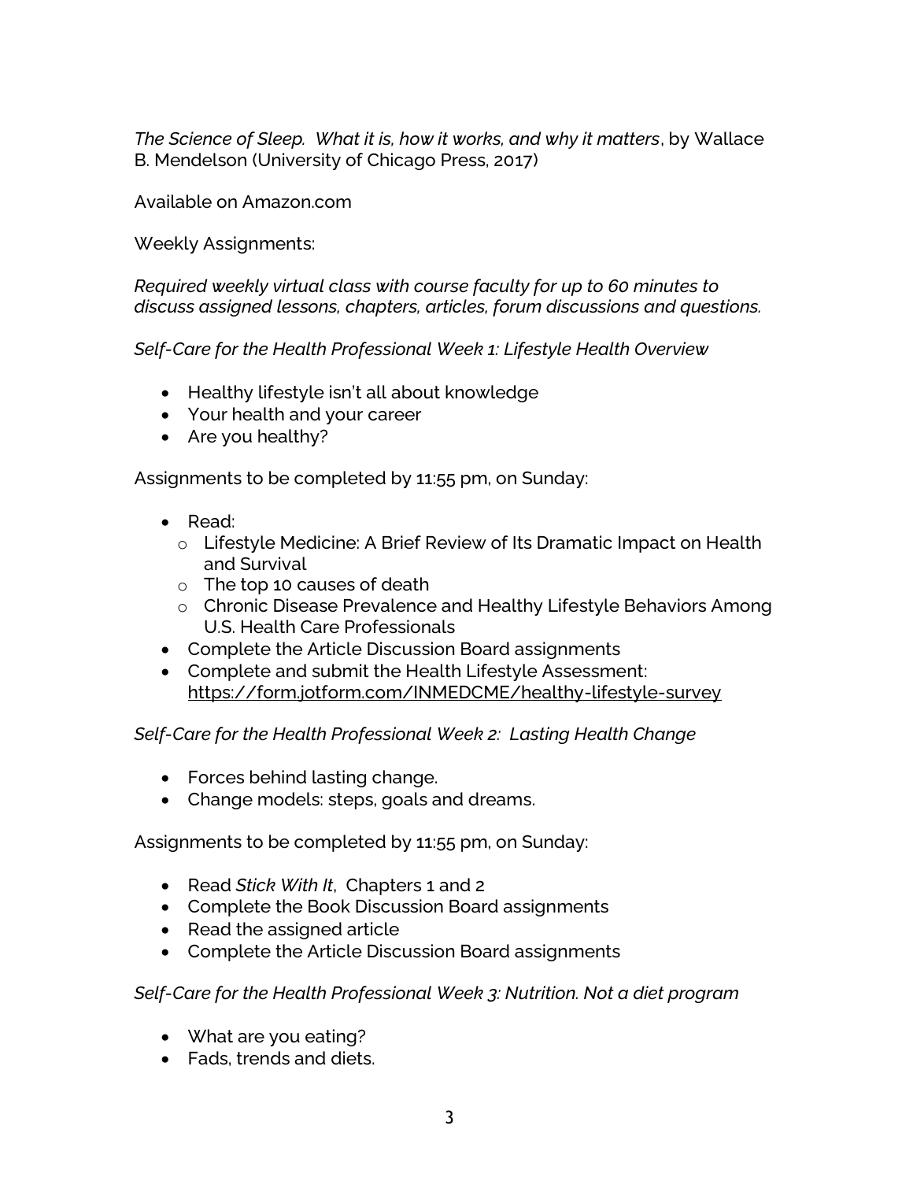*The Science of Sleep. What it is, how it works, and why it matters*, by Wallace B. Mendelson (University of Chicago Press, 2017)

Available on Amazon.com

Weekly Assignments:

*Required weekly virtual class with course faculty for up to 60 minutes to discuss assigned lessons, chapters, articles, forum discussions and questions.*

*Self-Care for the Health Professional Week 1: Lifestyle Health Overview*

- Healthy lifestyle isn't all about knowledge
- Your health and your career
- Are you healthy?

Assignments to be completed by 11:55 pm, on Sunday:

- Read:
  - Lifestyle Medicine: A Brief Review of Its Dramatic Impact on Health and Survival
  - The top 10 causes of death
  - Chronic Disease Prevalence and Healthy Lifestyle Behaviors Among U.S. Health Care Professionals
- Complete the Article Discussion Board assignments
- Complete and submit the Health Lifestyle Assessment: https://form.jotform.com/INMEDCME/healthy-lifestyle-survey

*Self-Care for the Health Professional Week 2: Lasting Health Change*

- Forces behind lasting change.
- Change models: steps, goals and dreams.

Assignments to be completed by 11:55 pm, on Sunday:

- Read *Stick With It*, Chapters 1 and 2
- Complete the Book Discussion Board assignments
- Read the assigned article
- Complete the Article Discussion Board assignments

*Self-Care for the Health Professional Week 3: Nutrition. Not a diet program*

- What are you eating?
- Fads, trends and diets.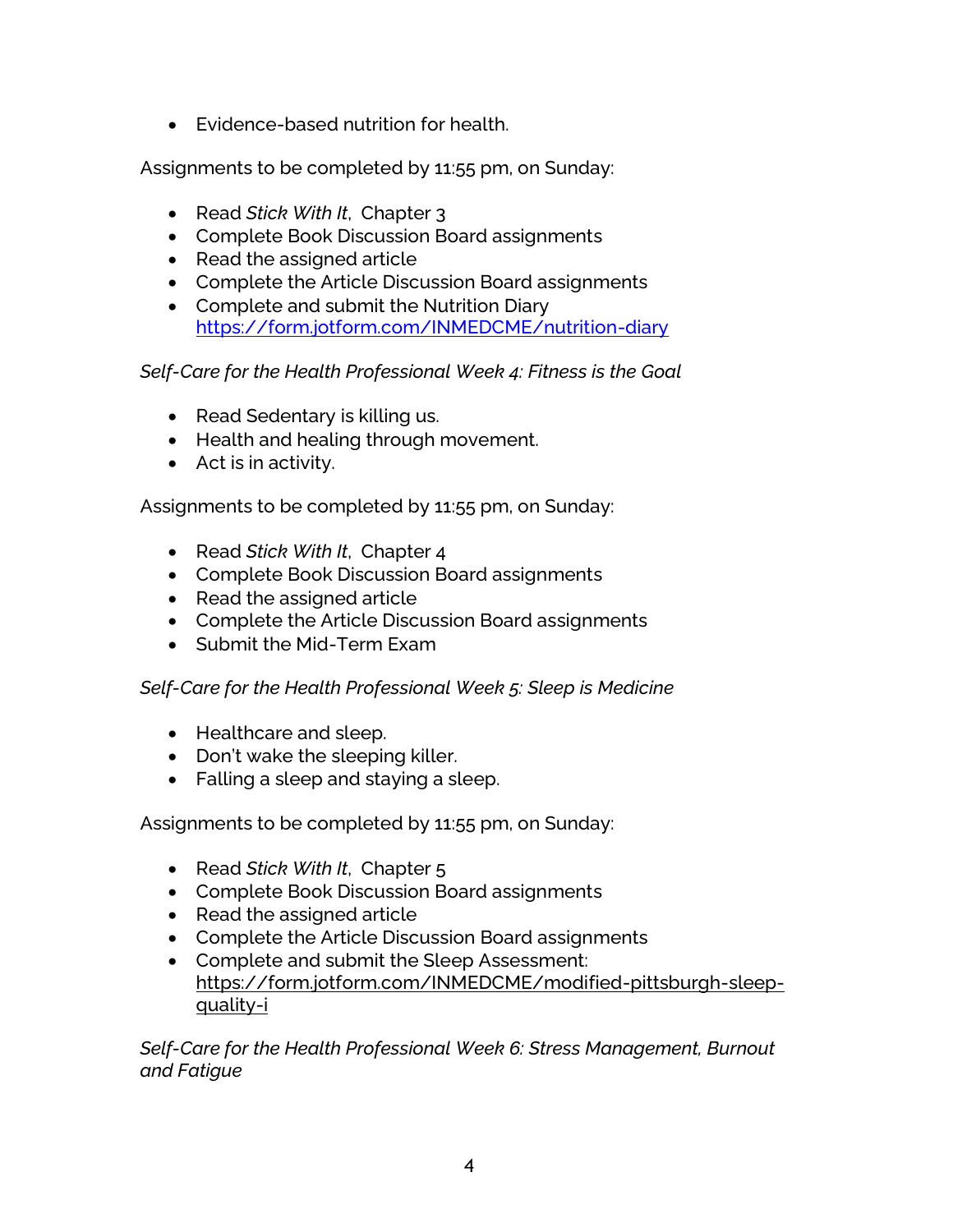- Evidence-based nutrition for health.

Assignments to be completed by 11:55 pm, on Sunday:

- Read *Stick With It*, Chapter 3
- Complete Book Discussion Board assignments
- Read the assigned article
- Complete the Article Discussion Board assignments
- Complete and submit the Nutrition Diary https://form.jotform.com/INMEDCME/nutrition-diary

*Self-Care for the Health Professional Week 4: Fitness is the Goal*

- Read Sedentary is killing us.
- Health and healing through movement.
- Act is in activity.

Assignments to be completed by 11:55 pm, on Sunday:

- Read *Stick With It*, Chapter 4
- Complete Book Discussion Board assignments
- Read the assigned article
- Complete the Article Discussion Board assignments
- Submit the Mid-Term Exam

*Self-Care for the Health Professional Week 5: Sleep is Medicine*

- Healthcare and sleep.
- Don't wake the sleeping killer.
- Falling a sleep and staying a sleep.

Assignments to be completed by 11:55 pm, on Sunday:

- Read *Stick With It*, Chapter 5
- Complete Book Discussion Board assignments
- Read the assigned article
- Complete the Article Discussion Board assignments
- Complete and submit the Sleep Assessment: https://form.jotform.com/INMEDCME/modified-pittsburgh-sleep-quality-i

*Self-Care for the Health Professional Week 6: Stress Management, Burnout and Fatigue*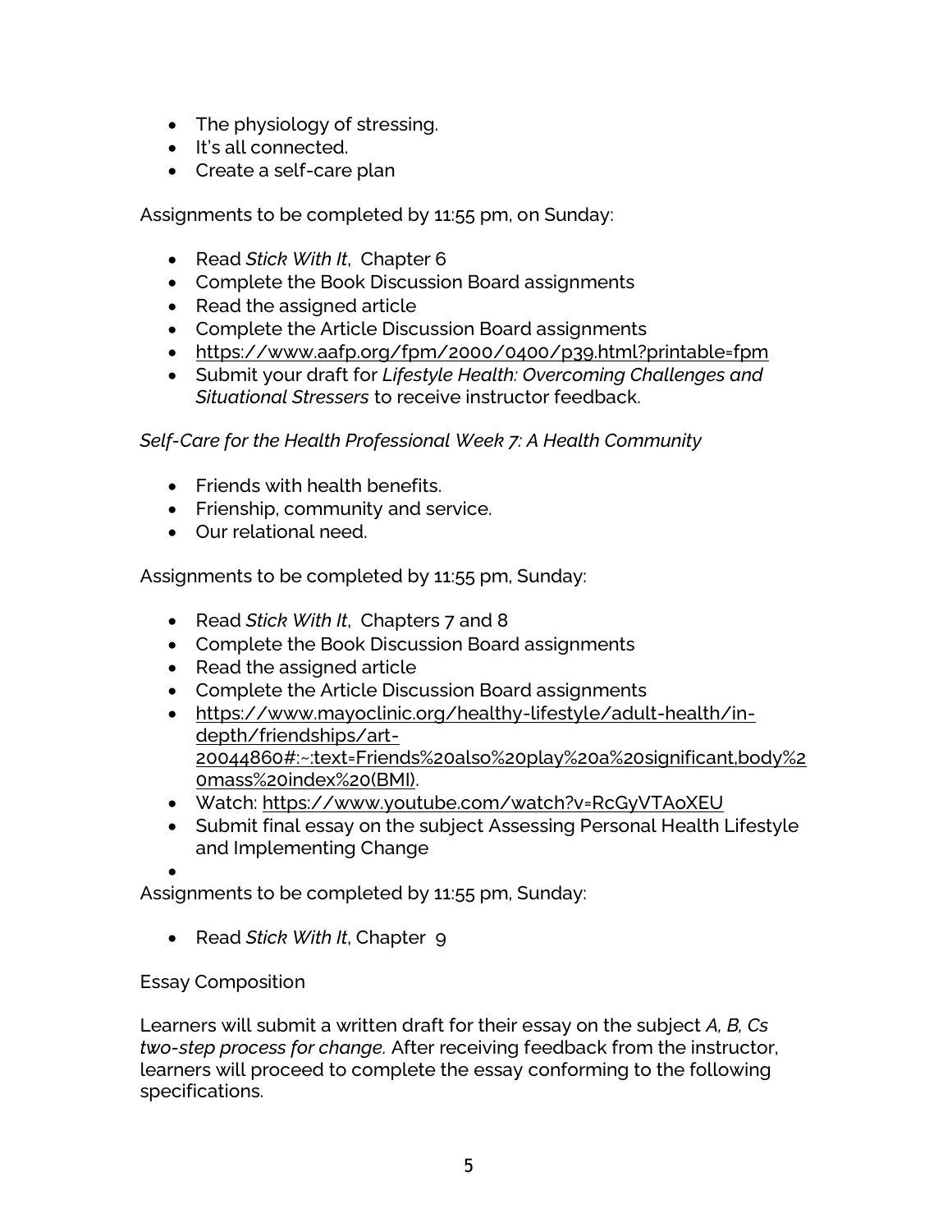- The physiology of stressing.
- It's all connected.
- Create a self-care plan

Assignments to be completed by 11:55 pm, on Sunday:

- Read *Stick With It*, Chapter 6
- Complete the Book Discussion Board assignments
- Read the assigned article
- Complete the Article Discussion Board assignments
- https://www.aafp.org/fpm/2000/0400/p39.html?printable=fpm
- Submit your draft for *Lifestyle Health: Overcoming Challenges and Situational Stressers* to receive instructor feedback.

*Self-Care for the Health Professional Week 7: A Health Community*

- Friends with health benefits.
- Frienship, community and service.
- Our relational need.

Assignments to be completed by 11:55 pm, Sunday:

- Read *Stick With It*, Chapters 7 and 8
- Complete the Book Discussion Board assignments
- Read the assigned article
- Complete the Article Discussion Board assignments
- https://www.mayoclinic.org/healthy-lifestyle/adult-health/in-depth/friendships/art-20044860#:~:text=Friends%20also%20play%20a%20significant,body%20mass%20index%20(BMI).
- Watch: https://www.youtube.com/watch?v=RcGyVTAoXEU
- Submit final essay on the subject Assessing Personal Health Lifestyle and Implementing Change
- 

Assignments to be completed by 11:55 pm, Sunday:

- Read *Stick With It*, Chapter 9

Essay Composition

Learners will submit a written draft for their essay on the subject *A, B, Cs two-step process for change.* After receiving feedback from the instructor, learners will proceed to complete the essay conforming to the following specifications.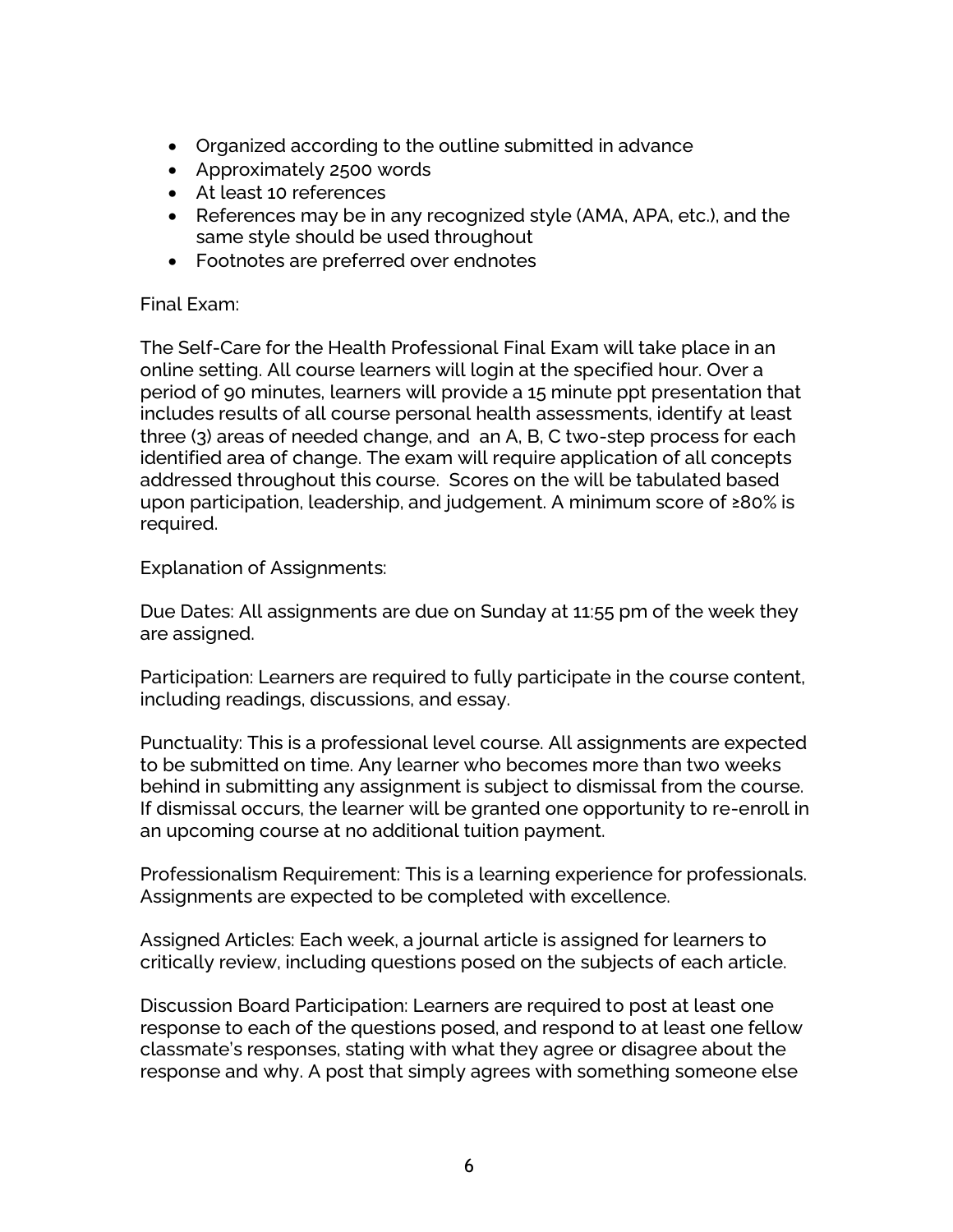- Organized according to the outline submitted in advance
- Approximately 2500 words
- At least 10 references
- References may be in any recognized style (AMA, APA, etc.), and the same style should be used throughout
- Footnotes are preferred over endnotes

Final Exam:

The Self-Care for the Health Professional Final Exam will take place in an online setting. All course learners will login at the specified hour. Over a period of 90 minutes, learners will provide a 15 minute ppt presentation that includes results of all course personal health assessments, identify at least three (3) areas of needed change, and an A, B, C two-step process for each identified area of change. The exam will require application of all concepts addressed throughout this course. Scores on the will be tabulated based upon participation, leadership, and judgement. A minimum score of ≥80% is required.

Explanation of Assignments:

Due Dates: All assignments are due on Sunday at 11:55 pm of the week they are assigned.

Participation: Learners are required to fully participate in the course content, including readings, discussions, and essay.

Punctuality: This is a professional level course. All assignments are expected to be submitted on time. Any learner who becomes more than two weeks behind in submitting any assignment is subject to dismissal from the course. If dismissal occurs, the learner will be granted one opportunity to re-enroll in an upcoming course at no additional tuition payment.

Professionalism Requirement: This is a learning experience for professionals. Assignments are expected to be completed with excellence.

Assigned Articles: Each week, a journal article is assigned for learners to critically review, including questions posed on the subjects of each article.

Discussion Board Participation: Learners are required to post at least one response to each of the questions posed, and respond to at least one fellow classmate's responses, stating with what they agree or disagree about the response and why. A post that simply agrees with something someone else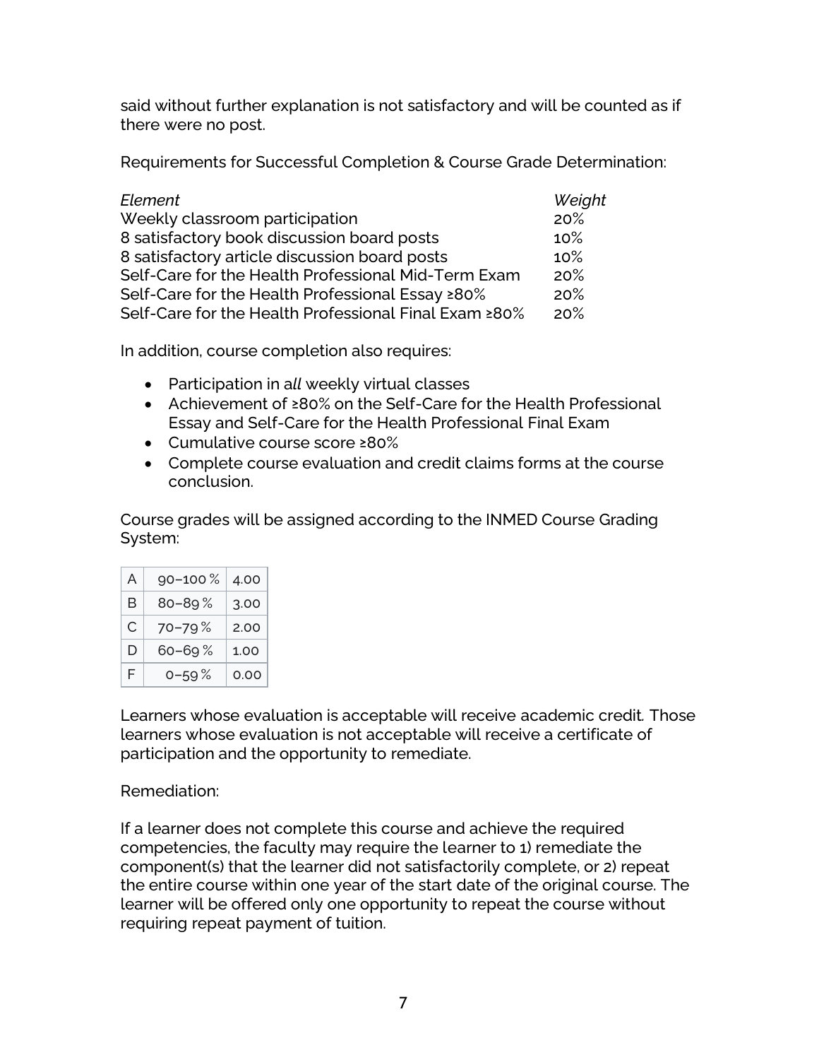said without further explanation is not satisfactory and will be counted as if there were no post.

Requirements for Successful Completion & Course Grade Determination:

| *Element* | *Weight* |
|---|---|
| Weekly classroom participation | 20% |
| 8 satisfactory book discussion board posts | 10% |
| 8 satisfactory article discussion board posts | 10% |
| Self-Care for the Health Professional Mid-Term Exam | 20% |
| Self-Care for the Health Professional Essay ≥80% | 20% |
| Self-Care for the Health Professional Final Exam ≥80% | 20% |

In addition, course completion also requires:

- Participation in a*ll* weekly virtual classes
- Achievement of ≥80% on the Self-Care for the Health Professional Essay and Self-Care for the Health Professional Final Exam
- Cumulative course score ≥80%
- Complete course evaluation and credit claims forms at the course conclusion.

Course grades will be assigned according to the INMED Course Grading System:

| | | |
|---|---|---|
| A | 90–100 % | 4.00 |
| B | 80–89 % | 3.00 |
| C | 70–79 % | 2.00 |
| D | 60–69 % | 1.00 |
| F | 0–59 % | 0.00 |

Learners whose evaluation is acceptable will receive academic credit. Those learners whose evaluation is not acceptable will receive a certificate of participation and the opportunity to remediate.

Remediation:

If a learner does not complete this course and achieve the required competencies, the faculty may require the learner to 1) remediate the component(s) that the learner did not satisfactorily complete, or 2) repeat the entire course within one year of the start date of the original course. The learner will be offered only one opportunity to repeat the course without requiring repeat payment of tuition.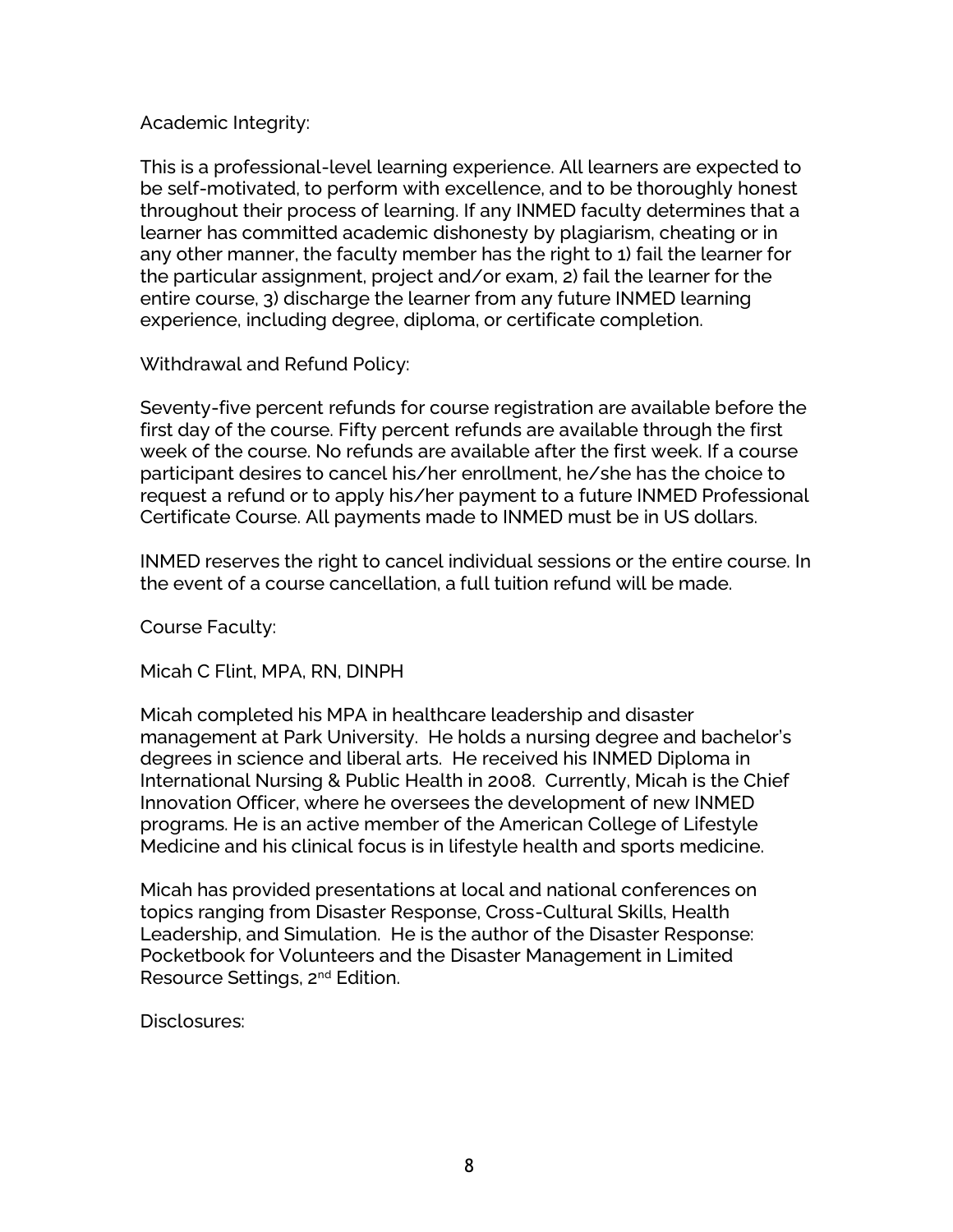## Academic Integrity:

This is a professional-level learning experience. All learners are expected to be self-motivated, to perform with excellence, and to be thoroughly honest throughout their process of learning. If any INMED faculty determines that a learner has committed academic dishonesty by plagiarism, cheating or in any other manner, the faculty member has the right to 1) fail the learner for the particular assignment, project and/or exam, 2) fail the learner for the entire course, 3) discharge the learner from any future INMED learning experience, including degree, diploma, or certificate completion.

## Withdrawal and Refund Policy:

Seventy-five percent refunds for course registration are available before the first day of the course. Fifty percent refunds are available through the first week of the course. No refunds are available after the first week. If a course participant desires to cancel his/her enrollment, he/she has the choice to request a refund or to apply his/her payment to a future INMED Professional Certificate Course. All payments made to INMED must be in US dollars.

INMED reserves the right to cancel individual sessions or the entire course. In the event of a course cancellation, a full tuition refund will be made.

## Course Faculty:

Micah C Flint, MPA, RN, DINPH

Micah completed his MPA in healthcare leadership and disaster management at Park University. He holds a nursing degree and bachelor's degrees in science and liberal arts. He received his INMED Diploma in International Nursing & Public Health in 2008. Currently, Micah is the Chief Innovation Officer, where he oversees the development of new INMED programs. He is an active member of the American College of Lifestyle Medicine and his clinical focus is in lifestyle health and sports medicine.

Micah has provided presentations at local and national conferences on topics ranging from Disaster Response, Cross-Cultural Skills, Health Leadership, and Simulation. He is the author of the Disaster Response: Pocketbook for Volunteers and the Disaster Management in Limited Resource Settings, 2nd Edition.

## Disclosures: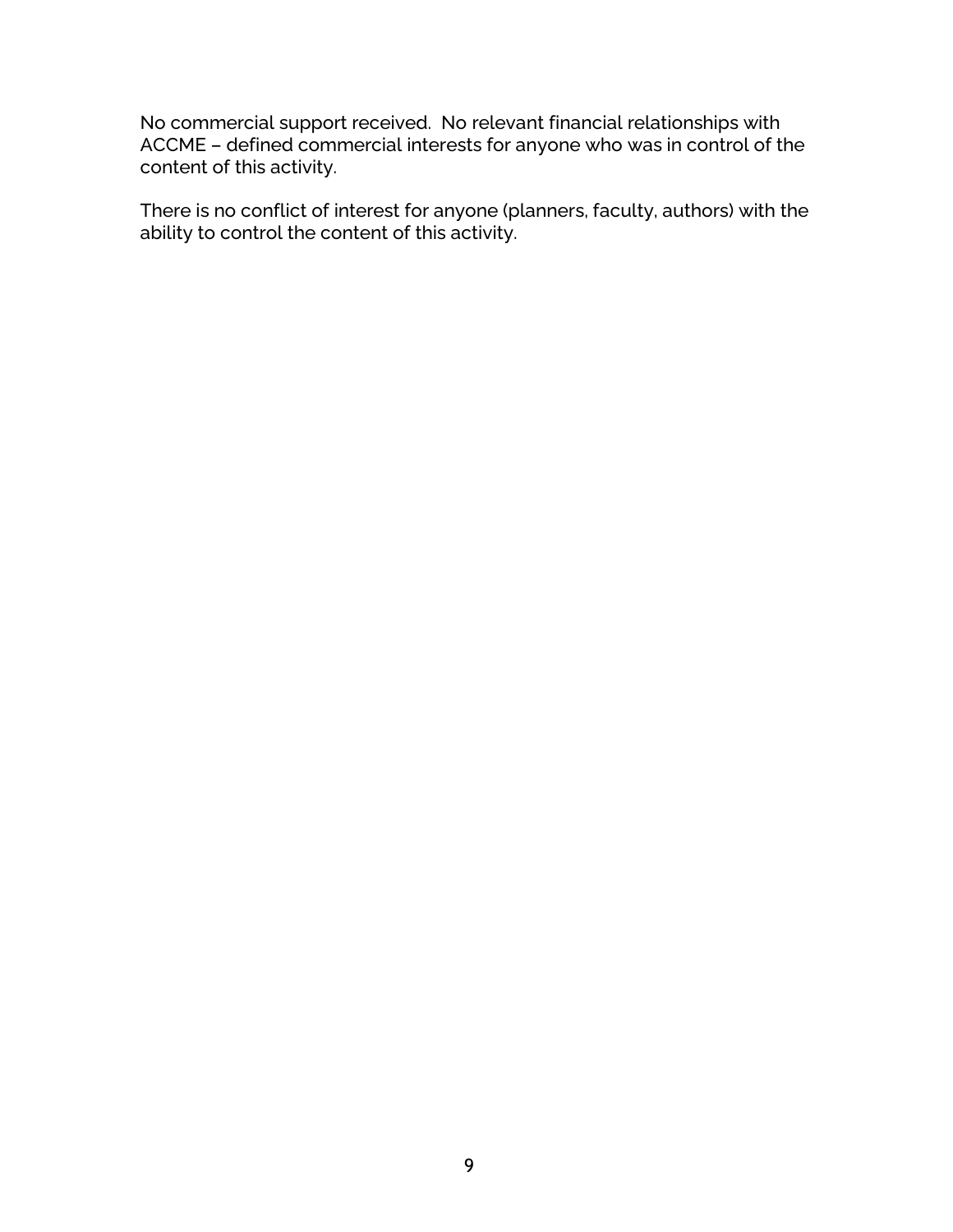No commercial support received.  No relevant financial relationships with ACCME – defined commercial interests for anyone who was in control of the content of this activity.

There is no conflict of interest for anyone (planners, faculty, authors) with the ability to control the content of this activity.